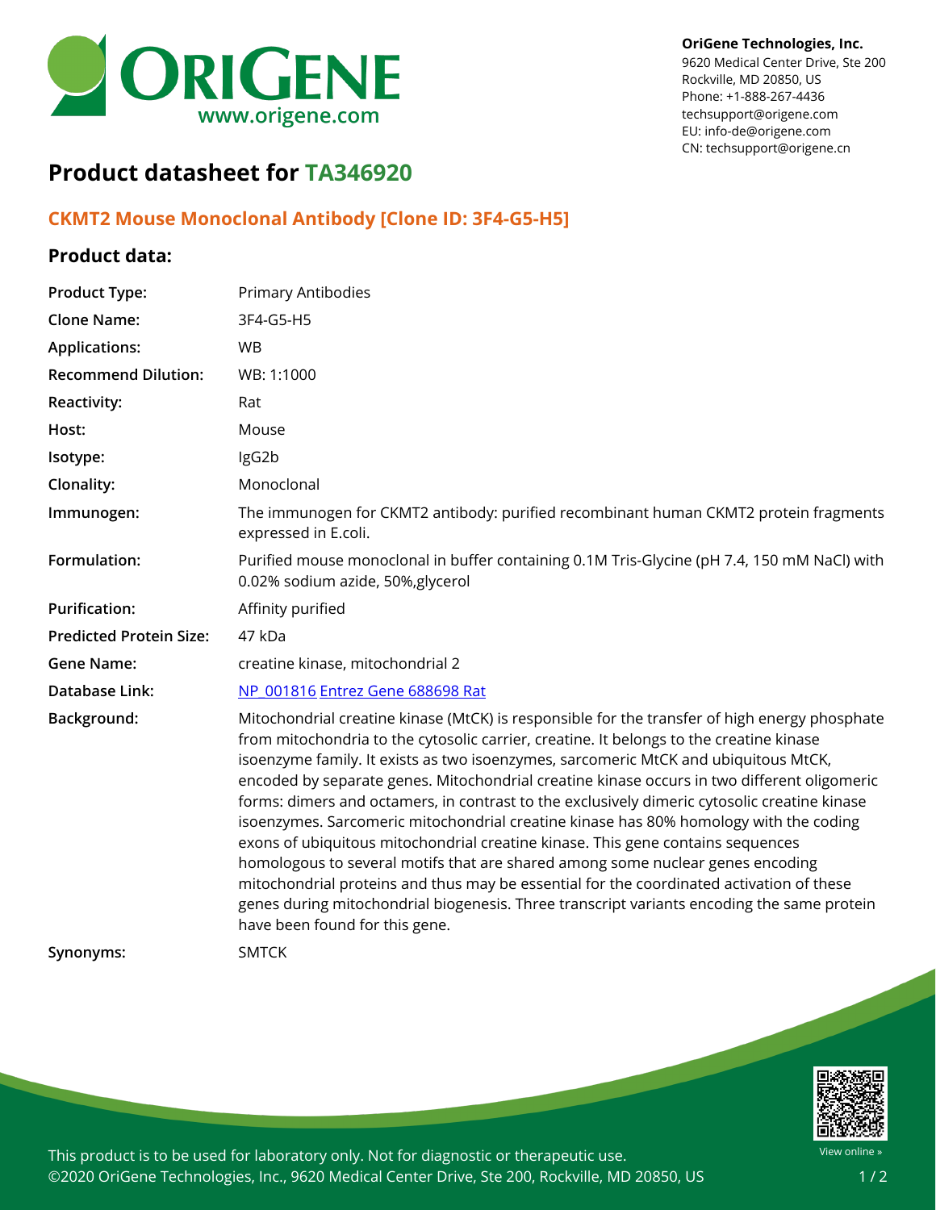OriGene Technologies, Inc.
9620 Medical Center Drive, Ste 200
Rockville, MD 20850, US
Phone: +1-888-267-4436
techsupport@origene.com
EU: info-de@origene.com
CN: techsupport@origene.cn

# Product datasheet for TA346920

## CKMT2 Mouse Monoclonal Antibody [Clone ID: 3F4-G5-H5]

### Product data:

| | |
|---|---|
| **Product Type:** | Primary Antibodies |
| **Clone Name:** | 3F4-G5-H5 |
| **Applications:** | WB |
| **Recommend Dilution:** | WB: 1:1000 |
| **Reactivity:** | Rat |
| **Host:** | Mouse |
| **Isotype:** | IgG2b |
| **Clonality:** | Monoclonal |
| **Immunogen:** | The immunogen for CKMT2 antibody: purified recombinant human CKMT2 protein fragments expressed in E.coli. |
| **Formulation:** | Purified mouse monoclonal in buffer containing 0.1M Tris-Glycine (pH 7.4, 150 mM NaCl) with 0.02% sodium azide, 50%,glycerol |
| **Purification:** | Affinity purified |
| **Predicted Protein Size:** | 47 kDa |
| **Gene Name:** | creatine kinase, mitochondrial 2 |
| **Database Link:** | NP_001816 Entrez Gene 688698 Rat |
| **Background:** | Mitochondrial creatine kinase (MtCK) is responsible for the transfer of high energy phosphate from mitochondria to the cytosolic carrier, creatine. It belongs to the creatine kinase isoenzyme family. It exists as two isoenzymes, sarcomeric MtCK and ubiquitous MtCK, encoded by separate genes. Mitochondrial creatine kinase occurs in two different oligomeric forms: dimers and octamers, in contrast to the exclusively dimeric cytosolic creatine kinase isoenzymes. Sarcomeric mitochondrial creatine kinase has 80% homology with the coding exons of ubiquitous mitochondrial creatine kinase. This gene contains sequences homologous to several motifs that are shared among some nuclear genes encoding mitochondrial proteins and thus may be essential for the coordinated activation of these genes during mitochondrial biogenesis. Three transcript variants encoding the same protein have been found for this gene. |
| **Synonyms:** | SMTCK |

This product is to be used for laboratory only. Not for diagnostic or therapeutic use.
©2020 OriGene Technologies, Inc., 9620 Medical Center Drive, Ste 200, Rockville, MD 20850, US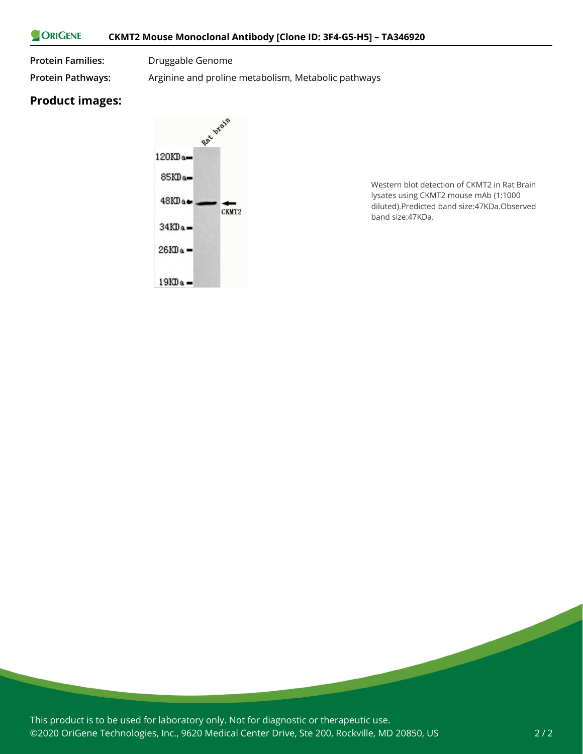**Protein Families:** Druggable Genome

**Protein Pathways:** Arginine and proline metabolism, Metabolic pathways

## Product images:

Rat brain

120KDa
85KDa
48KDa
34KDa
26KDa
19KDa

CKMT2

Western blot detection of CKMT2 in Rat Brain lysates using CKMT2 mouse mAb (1:1000 diluted).Predicted band size:47KDa.Observed band size:47KDa.

This product is to be used for laboratory only. Not for diagnostic or therapeutic use.
©2020 OriGene Technologies, Inc., 9620 Medical Center Drive, Ste 200, Rockville, MD 20850, US